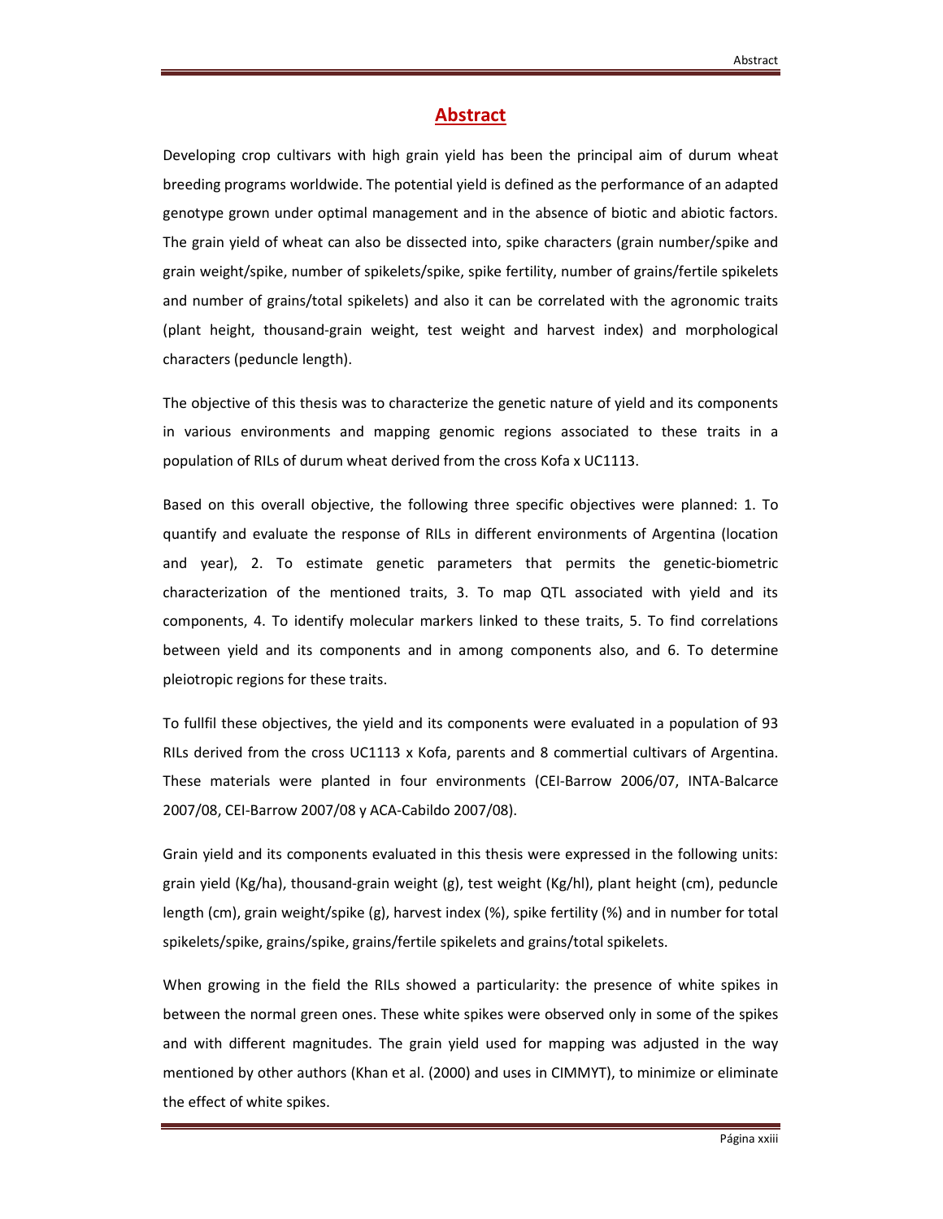# Abstract

Developing crop cultivars with high grain yield has been the principal aim of durum wheat breeding programs worldwide. The potential yield is defined as the performance of an adapted genotype grown under optimal management and in the absence of biotic and abiotic factors. The grain yield of wheat can also be dissected into, spike characters (grain number/spike and grain weight/spike, number of spikelets/spike, spike fertility, number of grains/fertile spikelets and number of grains/total spikelets) and also it can be correlated with the agronomic traits (plant height, thousand-grain weight, test weight and harvest index) and morphological characters (peduncle length).

The objective of this thesis was to characterize the genetic nature of yield and its components in various environments and mapping genomic regions associated to these traits in a population of RILs of durum wheat derived from the cross Kofa x UC1113.

Based on this overall objective, the following three specific objectives were planned: 1. To quantify and evaluate the response of RILs in different environments of Argentina (location and year), 2. To estimate genetic parameters that permits the genetic-biometric characterization of the mentioned traits, 3. To map QTL associated with yield and its components, 4. To identify molecular markers linked to these traits, 5. To find correlations between yield and its components and in among components also, and 6. To determine pleiotropic regions for these traits.

To fullfil these objectives, the yield and its components were evaluated in a population of 93 RILs derived from the cross UC1113 x Kofa, parents and 8 commertial cultivars of Argentina. These materials were planted in four environments (CEI-Barrow 2006/07, INTA-Balcarce 2007/08, CEI-Barrow 2007/08 y ACA-Cabildo 2007/08).

Grain yield and its components evaluated in this thesis were expressed in the following units: grain yield (Kg/ha), thousand-grain weight (g), test weight (Kg/hl), plant height (cm), peduncle length (cm), grain weight/spike (g), harvest index (%), spike fertility (%) and in number for total spikelets/spike, grains/spike, grains/fertile spikelets and grains/total spikelets.

When growing in the field the RILs showed a particularity: the presence of white spikes in between the normal green ones. These white spikes were observed only in some of the spikes and with different magnitudes. The grain yield used for mapping was adjusted in the way mentioned by other authors (Khan et al. (2000) and uses in CIMMYT), to minimize or eliminate the effect of white spikes.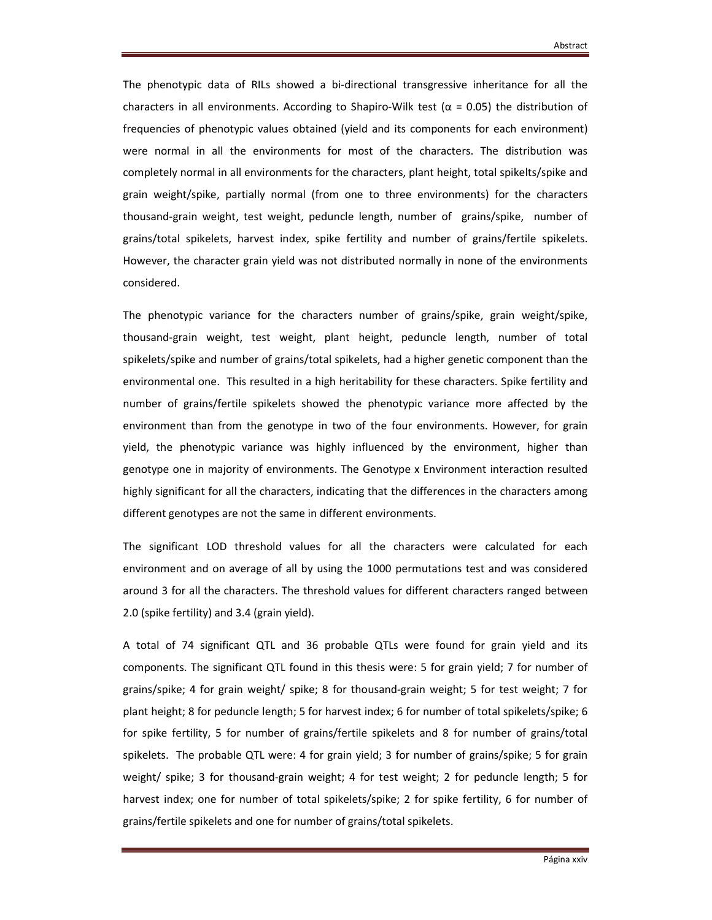The phenotypic data of RILs showed a bi-directional transgressive inheritance for all the characters in all environments. According to Shapiro-Wilk test ($\alpha$ = 0.05) the distribution of frequencies of phenotypic values obtained (yield and its components for each environment) were normal in all the environments for most of the characters. The distribution was completely normal in all environments for the characters, plant height, total spikelts/spike and grain weight/spike, partially normal (from one to three environments) for the characters thousand-grain weight, test weight, peduncle length, number of grains/spike, number of grains/total spikelets, harvest index, spike fertility and number of grains/fertile spikelets. However, the character grain yield was not distributed normally in none of the environments considered.

The phenotypic variance for the characters number of grains/spike, grain weight/spike, thousand-grain weight, test weight, plant height, peduncle length, number of total spikelets/spike and number of grains/total spikelets, had a higher genetic component than the environmental one. This resulted in a high heritability for these characters. Spike fertility and number of grains/fertile spikelets showed the phenotypic variance more affected by the environment than from the genotype in two of the four environments. However, for grain yield, the phenotypic variance was highly influenced by the environment, higher than genotype one in majority of environments. The Genotype x Environment interaction resulted highly significant for all the characters, indicating that the differences in the characters among different genotypes are not the same in different environments.

The significant LOD threshold values for all the characters were calculated for each environment and on average of all by using the 1000 permutations test and was considered around 3 for all the characters. The threshold values for different characters ranged between 2.0 (spike fertility) and 3.4 (grain yield).

A total of 74 significant QTL and 36 probable QTLs were found for grain yield and its components. The significant QTL found in this thesis were: 5 for grain yield; 7 for number of grains/spike; 4 for grain weight/ spike; 8 for thousand-grain weight; 5 for test weight; 7 for plant height; 8 for peduncle length; 5 for harvest index; 6 for number of total spikelets/spike; 6 for spike fertility, 5 for number of grains/fertile spikelets and 8 for number of grains/total spikelets. The probable QTL were: 4 for grain yield; 3 for number of grains/spike; 5 for grain weight/ spike; 3 for thousand-grain weight; 4 for test weight; 2 for peduncle length; 5 for harvest index; one for number of total spikelets/spike; 2 for spike fertility, 6 for number of grains/fertile spikelets and one for number of grains/total spikelets.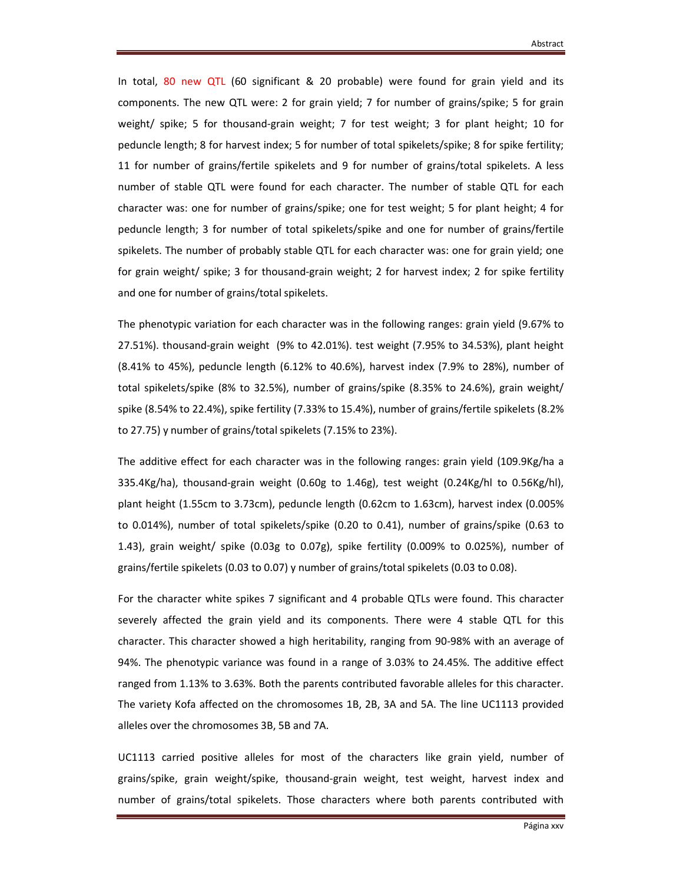In total, 80 new QTL (60 significant & 20 probable) were found for grain yield and its components. The new QTL were: 2 for grain yield; 7 for number of grains/spike; 5 for grain weight/ spike; 5 for thousand-grain weight; 7 for test weight; 3 for plant height; 10 for peduncle length; 8 for harvest index; 5 for number of total spikelets/spike; 8 for spike fertility; 11 for number of grains/fertile spikelets and 9 for number of grains/total spikelets. A less number of stable QTL were found for each character. The number of stable QTL for each character was: one for number of grains/spike; one for test weight; 5 for plant height; 4 for peduncle length; 3 for number of total spikelets/spike and one for number of grains/fertile spikelets. The number of probably stable QTL for each character was: one for grain yield; one for grain weight/ spike; 3 for thousand-grain weight; 2 for harvest index; 2 for spike fertility and one for number of grains/total spikelets.

The phenotypic variation for each character was in the following ranges: grain yield (9.67% to 27.51%). thousand-grain weight (9% to 42.01%). test weight (7.95% to 34.53%), plant height (8.41% to 45%), peduncle length (6.12% to 40.6%), harvest index (7.9% to 28%), number of total spikelets/spike (8% to 32.5%), number of grains/spike (8.35% to 24.6%), grain weight/ spike (8.54% to 22.4%), spike fertility (7.33% to 15.4%), number of grains/fertile spikelets (8.2% to 27.75) y number of grains/total spikelets (7.15% to 23%).

The additive effect for each character was in the following ranges: grain yield (109.9Kg/ha a 335.4Kg/ha), thousand-grain weight (0.60g to 1.46g), test weight (0.24Kg/hl to 0.56Kg/hl), plant height (1.55cm to 3.73cm), peduncle length (0.62cm to 1.63cm), harvest index (0.005% to 0.014%), number of total spikelets/spike (0.20 to 0.41), number of grains/spike (0.63 to 1.43), grain weight/ spike (0.03g to 0.07g), spike fertility (0.009% to 0.025%), number of grains/fertile spikelets (0.03 to 0.07) y number of grains/total spikelets (0.03 to 0.08).

For the character white spikes 7 significant and 4 probable QTLs were found. This character severely affected the grain yield and its components. There were 4 stable QTL for this character. This character showed a high heritability, ranging from 90-98% with an average of 94%. The phenotypic variance was found in a range of 3.03% to 24.45%. The additive effect ranged from 1.13% to 3.63%. Both the parents contributed favorable alleles for this character. The variety Kofa affected on the chromosomes 1B, 2B, 3A and 5A. The line UC1113 provided alleles over the chromosomes 3B, 5B and 7A.

UC1113 carried positive alleles for most of the characters like grain yield, number of grains/spike, grain weight/spike, thousand-grain weight, test weight, harvest index and number of grains/total spikelets. Those characters where both parents contributed with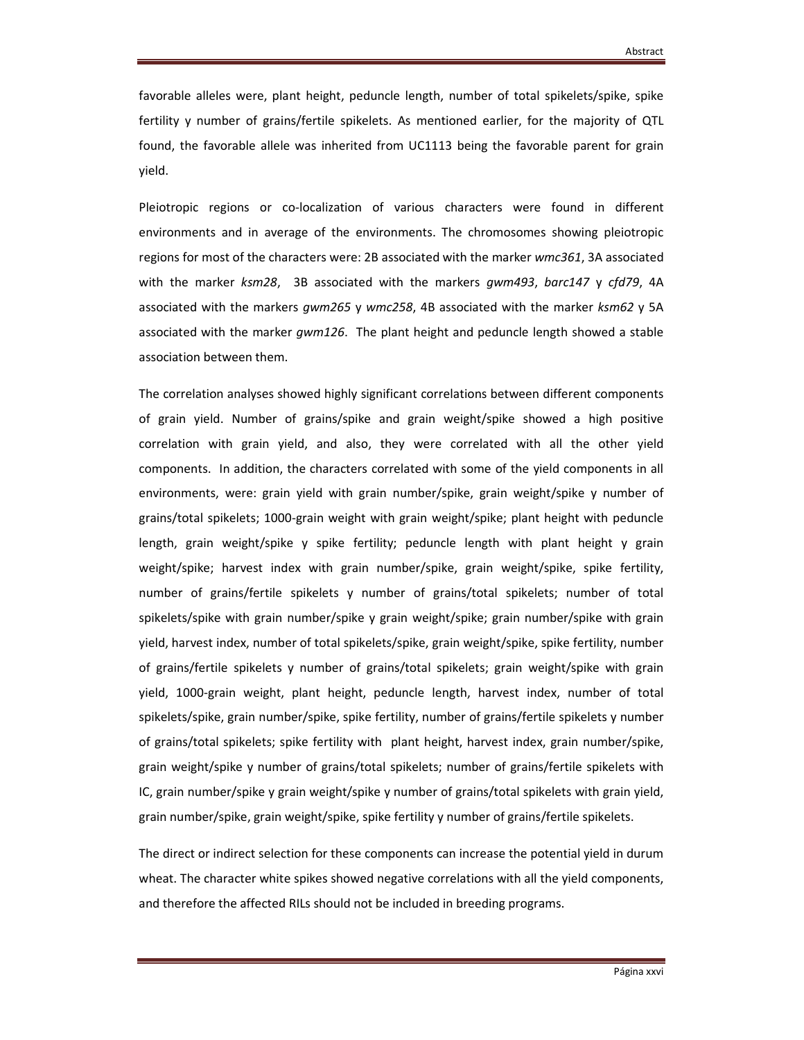favorable alleles were, plant height, peduncle length, number of total spikelets/spike, spike fertility y number of grains/fertile spikelets. As mentioned earlier, for the majority of QTL found, the favorable allele was inherited from UC1113 being the favorable parent for grain yield.

Pleiotropic regions or co-localization of various characters were found in different environments and in average of the environments. The chromosomes showing pleiotropic regions for most of the characters were: 2B associated with the marker *wmc361*, 3A associated with the marker *ksm28*, 3B associated with the markers *gwm493*, *barc147* y *cfd79*, 4A associated with the markers *gwm265* y *wmc258*, 4B associated with the marker *ksm62* y 5A associated with the marker *gwm126*. The plant height and peduncle length showed a stable association between them.

The correlation analyses showed highly significant correlations between different components of grain yield. Number of grains/spike and grain weight/spike showed a high positive correlation with grain yield, and also, they were correlated with all the other yield components. In addition, the characters correlated with some of the yield components in all environments, were: grain yield with grain number/spike, grain weight/spike y number of grains/total spikelets; 1000-grain weight with grain weight/spike; plant height with peduncle length, grain weight/spike y spike fertility; peduncle length with plant height y grain weight/spike; harvest index with grain number/spike, grain weight/spike, spike fertility, number of grains/fertile spikelets y number of grains/total spikelets; number of total spikelets/spike with grain number/spike y grain weight/spike; grain number/spike with grain yield, harvest index, number of total spikelets/spike, grain weight/spike, spike fertility, number of grains/fertile spikelets y number of grains/total spikelets; grain weight/spike with grain yield, 1000-grain weight, plant height, peduncle length, harvest index, number of total spikelets/spike, grain number/spike, spike fertility, number of grains/fertile spikelets y number of grains/total spikelets; spike fertility with plant height, harvest index, grain number/spike, grain weight/spike y number of grains/total spikelets; number of grains/fertile spikelets with IC, grain number/spike y grain weight/spike y number of grains/total spikelets with grain yield, grain number/spike, grain weight/spike, spike fertility y number of grains/fertile spikelets.

The direct or indirect selection for these components can increase the potential yield in durum wheat. The character white spikes showed negative correlations with all the yield components, and therefore the affected RILs should not be included in breeding programs.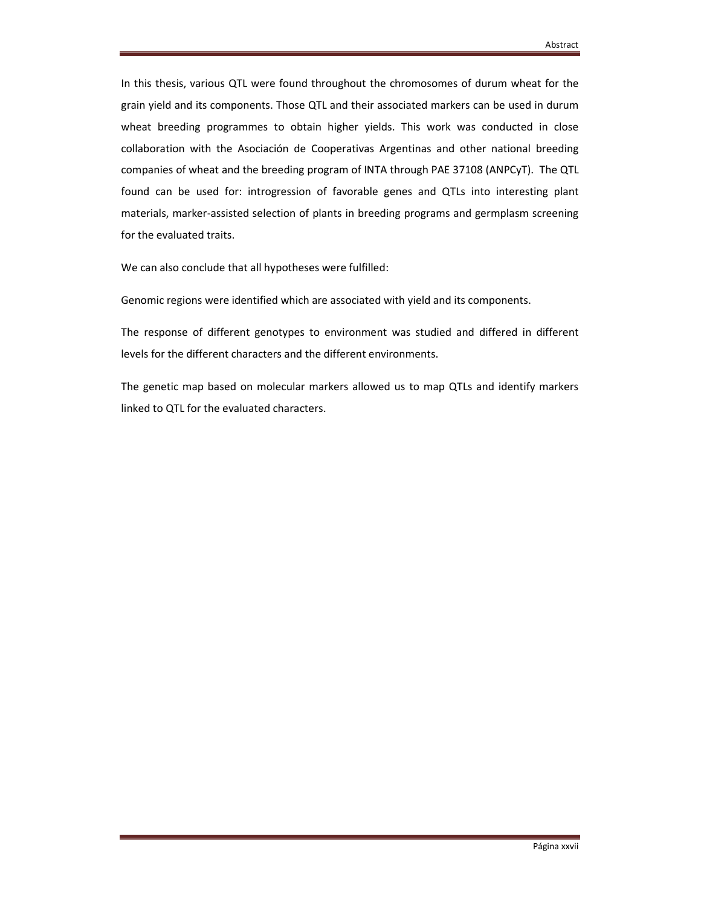In this thesis, various QTL were found throughout the chromosomes of durum wheat for the grain yield and its components. Those QTL and their associated markers can be used in durum wheat breeding programmes to obtain higher yields. This work was conducted in close collaboration with the Asociación de Cooperativas Argentinas and other national breeding companies of wheat and the breeding program of INTA through PAE 37108 (ANPCyT). The QTL found can be used for: introgression of favorable genes and QTLs into interesting plant materials, marker-assisted selection of plants in breeding programs and germplasm screening for the evaluated traits.

We can also conclude that all hypotheses were fulfilled:

Genomic regions were identified which are associated with yield and its components.

The response of different genotypes to environment was studied and differed in different levels for the different characters and the different environments.

The genetic map based on molecular markers allowed us to map QTLs and identify markers linked to QTL for the evaluated characters.